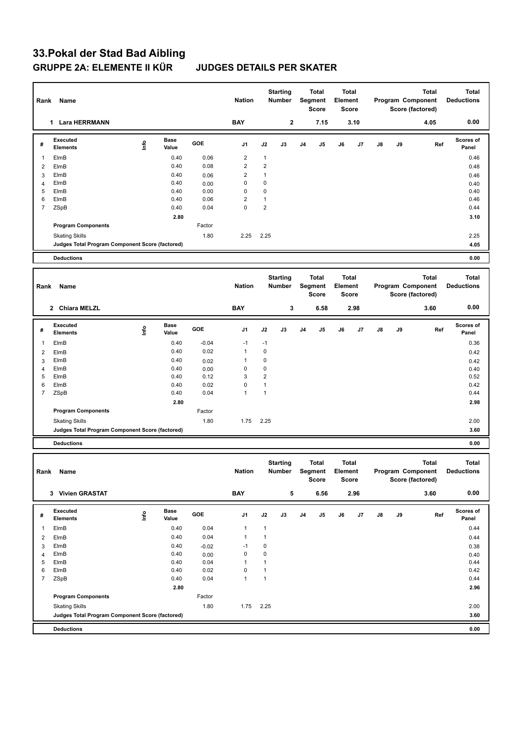# 33.Pokal der Stad Bad Aibling

## GRUPPE 2A: ELEMENTE II KÜR JUDGES DETAILS PER SKATER

| Rank | Name | Nation | Starting Number | Total Segment Score | Total Element Score | Total Program Component Score (factored) | Total Deductions |
|---|---|---|---|---|---|---|---|
| 1 | Lara HERRMANN | BAY | 2 | 7.15 | 3.10 | 4.05 | 0.00 |

| # | Executed Elements | Info | Base Value | GOE | J1 | J2 | J3 | J4 | J5 | J6 | J7 | J8 | J9 | Ref | Scores of Panel |
|---|---|---|---|---|---|---|---|---|---|---|---|---|---|---|---|
| 1 | ElmB | | 0.40 | 0.06 | 2 | 1 | | | | | | | | | 0.46 |
| 2 | ElmB | | 0.40 | 0.08 | 2 | 2 | | | | | | | | | 0.48 |
| 3 | ElmB | | 0.40 | 0.06 | 2 | 1 | | | | | | | | | 0.46 |
| 4 | ElmB | | 0.40 | 0.00 | 0 | 0 | | | | | | | | | 0.40 |
| 5 | ElmB | | 0.40 | 0.00 | 0 | 0 | | | | | | | | | 0.40 |
| 6 | ElmB | | 0.40 | 0.06 | 2 | 1 | | | | | | | | | 0.46 |
| 7 | ZSpB | | 0.40 | 0.04 | 0 | 2 | | | | | | | | | 0.44 |
| | | | 2.80 | | | | | | | | | | | | 3.10 |
| | Program Components | | | Factor | | | | | | | | | | | |
| | Skating Skills | | | 1.80 | 2.25 | 2.25 | | | | | | | | | 2.25 |
| | Judges Total Program Component Score (factored) | | | | | | | | | | | | | | 4.05 |
| | Deductions | | | | | | | | | | | | | | 0.00 |

| Rank | Name | Nation | Starting Number | Total Segment Score | Total Element Score | Total Program Component Score (factored) | Total Deductions |
|---|---|---|---|---|---|---|---|
| 2 | Chiara MELZL | BAY | 3 | 6.58 | 2.98 | 3.60 | 0.00 |

| # | Executed Elements | Info | Base Value | GOE | J1 | J2 | J3 | J4 | J5 | J6 | J7 | J8 | J9 | Ref | Scores of Panel |
|---|---|---|---|---|---|---|---|---|---|---|---|---|---|---|---|
| 1 | ElmB | | 0.40 | -0.04 | -1 | -1 | | | | | | | | | 0.36 |
| 2 | ElmB | | 0.40 | 0.02 | 1 | 0 | | | | | | | | | 0.42 |
| 3 | ElmB | | 0.40 | 0.02 | 1 | 0 | | | | | | | | | 0.42 |
| 4 | ElmB | | 0.40 | 0.00 | 0 | 0 | | | | | | | | | 0.40 |
| 5 | ElmB | | 0.40 | 0.12 | 3 | 2 | | | | | | | | | 0.52 |
| 6 | ElmB | | 0.40 | 0.02 | 0 | 1 | | | | | | | | | 0.42 |
| 7 | ZSpB | | 0.40 | 0.04 | 1 | 1 | | | | | | | | | 0.44 |
| | | | 2.80 | | | | | | | | | | | | 2.98 |
| | Program Components | | | Factor | | | | | | | | | | | |
| | Skating Skills | | | 1.80 | 1.75 | 2.25 | | | | | | | | | 2.00 |
| | Judges Total Program Component Score (factored) | | | | | | | | | | | | | | 3.60 |
| | Deductions | | | | | | | | | | | | | | 0.00 |

| Rank | Name | Nation | Starting Number | Total Segment Score | Total Element Score | Total Program Component Score (factored) | Total Deductions |
|---|---|---|---|---|---|---|---|
| 3 | Vivien GRASTAT | BAY | 5 | 6.56 | 2.96 | 3.60 | 0.00 |

| # | Executed Elements | Info | Base Value | GOE | J1 | J2 | J3 | J4 | J5 | J6 | J7 | J8 | J9 | Ref | Scores of Panel |
|---|---|---|---|---|---|---|---|---|---|---|---|---|---|---|---|
| 1 | ElmB | | 0.40 | 0.04 | 1 | 1 | | | | | | | | | 0.44 |
| 2 | ElmB | | 0.40 | 0.04 | 1 | 1 | | | | | | | | | 0.44 |
| 3 | ElmB | | 0.40 | -0.02 | -1 | 0 | | | | | | | | | 0.38 |
| 4 | ElmB | | 0.40 | 0.00 | 0 | 0 | | | | | | | | | 0.40 |
| 5 | ElmB | | 0.40 | 0.04 | 1 | 1 | | | | | | | | | 0.44 |
| 6 | ElmB | | 0.40 | 0.02 | 0 | 1 | | | | | | | | | 0.42 |
| 7 | ZSpB | | 0.40 | 0.04 | 1 | 1 | | | | | | | | | 0.44 |
| | | | 2.80 | | | | | | | | | | | | 2.96 |
| | Program Components | | | Factor | | | | | | | | | | | |
| | Skating Skills | | | 1.80 | 1.75 | 2.25 | | | | | | | | | 2.00 |
| | Judges Total Program Component Score (factored) | | | | | | | | | | | | | | 3.60 |
| | Deductions | | | | | | | | | | | | | | 0.00 |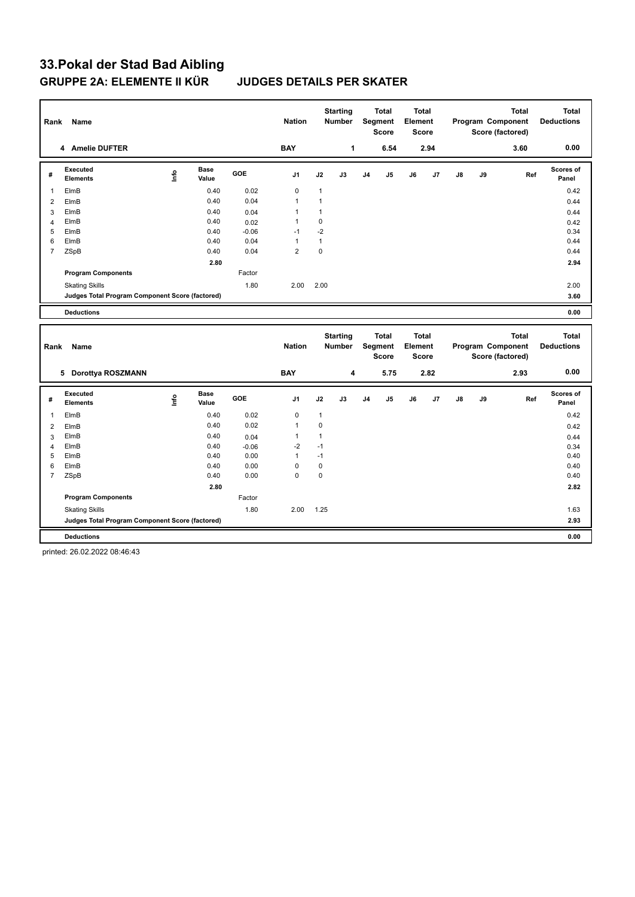# 33.Pokal der Stad Bad Aibling

## GRUPPE 2A: ELEMENTE II KÜR JUDGES DETAILS PER SKATER

| Rank | Name | Nation | Starting Number | Total Segment Score | Total Element Score | Total Program Component Score (factored) | Total Deductions |
|---|---|---|---|---|---|---|---|
| 4 | Amelie DUFTER | BAY | 1 | 6.54 | 2.94 | 3.60 | 0.00 |

| # | Executed Elements | Info | Base Value | GOE | J1 | J2 | J3 | J4 | J5 | J6 | J7 | J8 | J9 | Ref | Scores of Panel |
|---|---|---|---|---|---|---|---|---|---|---|---|---|---|---|---|
| 1 | ElmB | | 0.40 | 0.02 | 0 | 1 | | | | | | | | | 0.42 |
| 2 | ElmB | | 0.40 | 0.04 | 1 | 1 | | | | | | | | | 0.44 |
| 3 | ElmB | | 0.40 | 0.04 | 1 | 1 | | | | | | | | | 0.44 |
| 4 | ElmB | | 0.40 | 0.02 | 1 | 0 | | | | | | | | | 0.42 |
| 5 | ElmB | | 0.40 | -0.06 | -1 | -2 | | | | | | | | | 0.34 |
| 6 | ElmB | | 0.40 | 0.04 | 1 | 1 | | | | | | | | | 0.44 |
| 7 | ZSpB | | 0.40 | 0.04 | 2 | 0 | | | | | | | | | 0.44 |
| | | | 2.80 | | | | | | | | | | | | 2.94 |
| | **Program Components** | | | Factor | | | | | | | | | | | |
| | Skating Skills | | | 1.80 | 2.00 | 2.00 | | | | | | | | | 2.00 |
| | **Judges Total Program Component Score (factored)** | | | | | | | | | | | | | | 3.60 |
| | **Deductions** | | | | | | | | | | | | | | 0.00 |

| Rank | Name | Nation | Starting Number | Total Segment Score | Total Element Score | Total Program Component Score (factored) | Total Deductions |
|---|---|---|---|---|---|---|---|
| 5 | Dorottya ROSZMANN | BAY | 4 | 5.75 | 2.82 | 2.93 | 0.00 |

| # | Executed Elements | Info | Base Value | GOE | J1 | J2 | J3 | J4 | J5 | J6 | J7 | J8 | J9 | Ref | Scores of Panel |
|---|---|---|---|---|---|---|---|---|---|---|---|---|---|---|---|
| 1 | ElmB | | 0.40 | 0.02 | 0 | 1 | | | | | | | | | 0.42 |
| 2 | ElmB | | 0.40 | 0.02 | 1 | 0 | | | | | | | | | 0.42 |
| 3 | ElmB | | 0.40 | 0.04 | 1 | 1 | | | | | | | | | 0.44 |
| 4 | ElmB | | 0.40 | -0.06 | -2 | -1 | | | | | | | | | 0.34 |
| 5 | ElmB | | 0.40 | 0.00 | 1 | -1 | | | | | | | | | 0.40 |
| 6 | ElmB | | 0.40 | 0.00 | 0 | 0 | | | | | | | | | 0.40 |
| 7 | ZSpB | | 0.40 | 0.00 | 0 | 0 | | | | | | | | | 0.40 |
| | | | 2.80 | | | | | | | | | | | | 2.82 |
| | **Program Components** | | | Factor | | | | | | | | | | | |
| | Skating Skills | | | 1.80 | 2.00 | 1.25 | | | | | | | | | 1.63 |
| | **Judges Total Program Component Score (factored)** | | | | | | | | | | | | | | 2.93 |
| | **Deductions** | | | | | | | | | | | | | | 0.00 |

printed: 26.02.2022 08:46:43